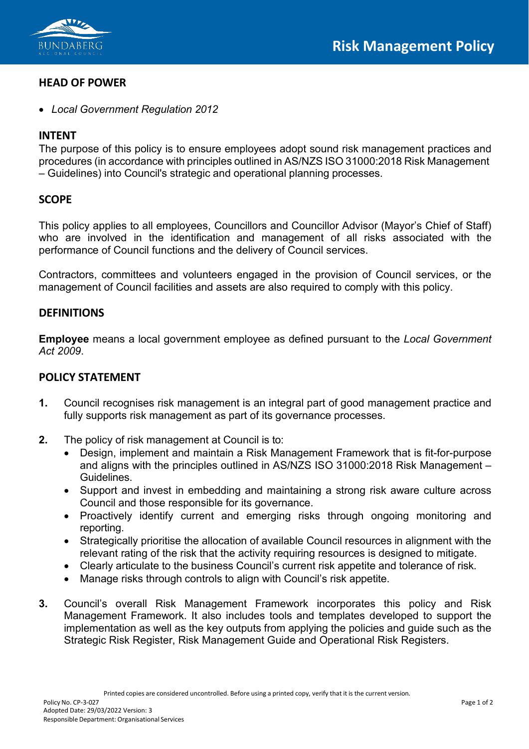# Risk Management Policy

## HEAD OF POWER

- *Local Government Regulation 2012*

## INTENT

The purpose of this policy is to ensure employees adopt sound risk management practices and procedures (in accordance with principles outlined in AS/NZS ISO 31000:2018 Risk Management – Guidelines) into Council's strategic and operational planning processes.

## SCOPE

This policy applies to all employees, Councillors and Councillor Advisor (Mayor's Chief of Staff) who are involved in the identification and management of all risks associated with the performance of Council functions and the delivery of Council services.

Contractors, committees and volunteers engaged in the provision of Council services, or the management of Council facilities and assets are also required to comply with this policy.

## DEFINITIONS

**Employee** means a local government employee as defined pursuant to the *Local Government Act 2009*.

## POLICY STATEMENT

1. Council recognises risk management is an integral part of good management practice and fully supports risk management as part of its governance processes.

2. The policy of risk management at Council is to:
   - Design, implement and maintain a Risk Management Framework that is fit-for-purpose and aligns with the principles outlined in AS/NZS ISO 31000:2018 Risk Management – Guidelines.
   - Support and invest in embedding and maintaining a strong risk aware culture across Council and those responsible for its governance.
   - Proactively identify current and emerging risks through ongoing monitoring and reporting.
   - Strategically prioritise the allocation of available Council resources in alignment with the relevant rating of the risk that the activity requiring resources is designed to mitigate.
   - Clearly articulate to the business Council's current risk appetite and tolerance of risk.
   - Manage risks through controls to align with Council's risk appetite.

3. Council's overall Risk Management Framework incorporates this policy and Risk Management Framework. It also includes tools and templates developed to support the implementation as well as the key outputs from applying the policies and guide such as the Strategic Risk Register, Risk Management Guide and Operational Risk Registers.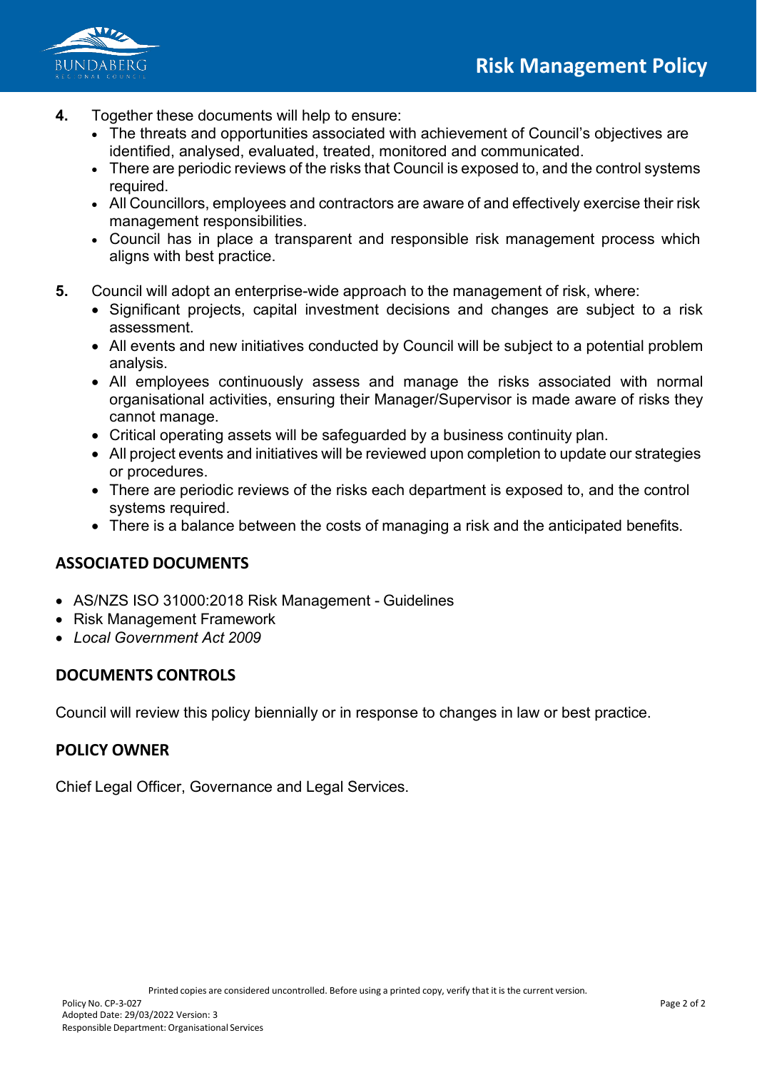**4.** Together these documents will help to ensure:

- The threats and opportunities associated with achievement of Council's objectives are identified, analysed, evaluated, treated, monitored and communicated.
- There are periodic reviews of the risks that Council is exposed to, and the control systems required.
- All Councillors, employees and contractors are aware of and effectively exercise their risk management responsibilities.
- Council has in place a transparent and responsible risk management process which aligns with best practice.

**5.** Council will adopt an enterprise-wide approach to the management of risk, where:

- Significant projects, capital investment decisions and changes are subject to a risk assessment.
- All events and new initiatives conducted by Council will be subject to a potential problem analysis.
- All employees continuously assess and manage the risks associated with normal organisational activities, ensuring their Manager/Supervisor is made aware of risks they cannot manage.
- Critical operating assets will be safeguarded by a business continuity plan.
- All project events and initiatives will be reviewed upon completion to update our strategies or procedures.
- There are periodic reviews of the risks each department is exposed to, and the control systems required.
- There is a balance between the costs of managing a risk and the anticipated benefits.

## ASSOCIATED DOCUMENTS

- AS/NZS ISO 31000:2018 Risk Management - Guidelines
- Risk Management Framework
- *Local Government Act 2009*

## DOCUMENTS CONTROLS

Council will review this policy biennially or in response to changes in law or best practice.

## POLICY OWNER

Chief Legal Officer, Governance and Legal Services.